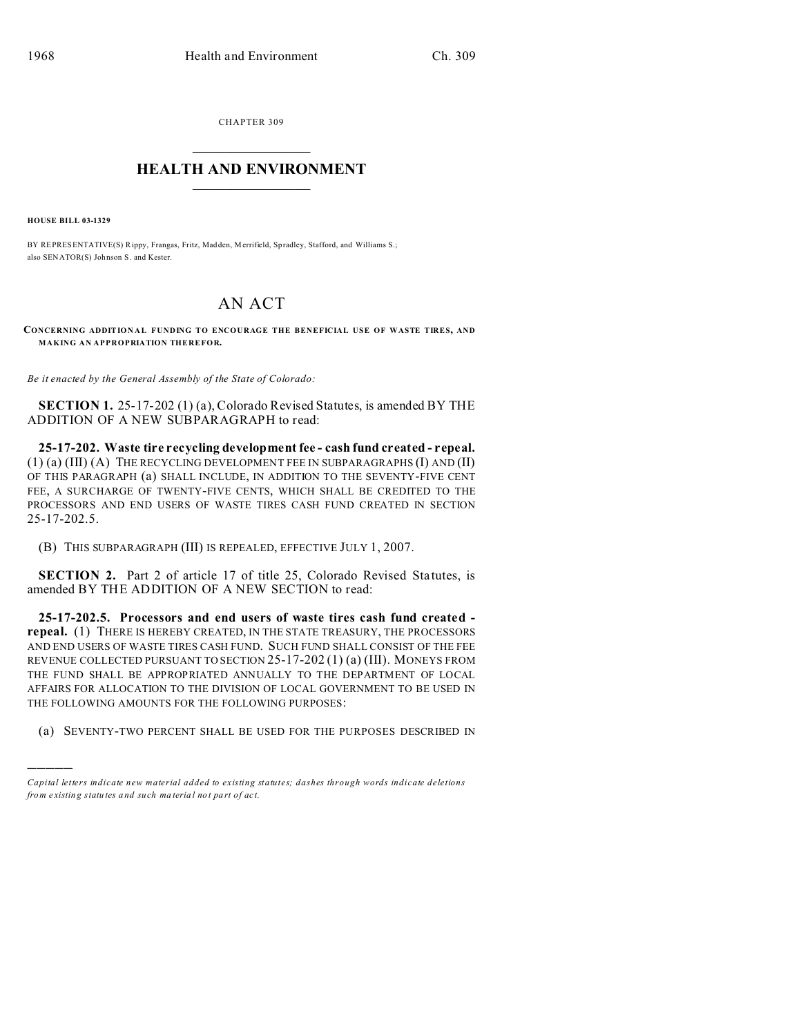CHAPTER 309

# HEALTH AND ENVIRONMENT

**HOUSE BILL 03-1329**

BY REPRESENTATIVE(S) Rippy, Frangas, Fritz, Madden, Merrifield, Spradley, Stafford, and Williams S.;
also SENATOR(S) Johnson S. and Kester.

# AN ACT

**CONCERNING ADDITIONAL FUNDING TO ENCOURAGE THE BENEFICIAL USE OF WASTE TIRES, AND MAKING AN APPROPRIATION THEREFOR.**

*Be it enacted by the General Assembly of the State of Colorado:*

**SECTION 1.** 25-17-202 (1) (a), Colorado Revised Statutes, is amended BY THE ADDITION OF A NEW SUBPARAGRAPH to read:

**25-17-202. Waste tire recycling development fee - cash fund created - repeal.** (1) (a) (III) (A) THE RECYCLING DEVELOPMENT FEE IN SUBPARAGRAPHS (I) AND (II) OF THIS PARAGRAPH (a) SHALL INCLUDE, IN ADDITION TO THE SEVENTY-FIVE CENT FEE, A SURCHARGE OF TWENTY-FIVE CENTS, WHICH SHALL BE CREDITED TO THE PROCESSORS AND END USERS OF WASTE TIRES CASH FUND CREATED IN SECTION 25-17-202.5.

(B) THIS SUBPARAGRAPH (III) IS REPEALED, EFFECTIVE JULY 1, 2007.

**SECTION 2.** Part 2 of article 17 of title 25, Colorado Revised Statutes, is amended BY THE ADDITION OF A NEW SECTION to read:

**25-17-202.5. Processors and end users of waste tires cash fund created - repeal.** (1) THERE IS HEREBY CREATED, IN THE STATE TREASURY, THE PROCESSORS AND END USERS OF WASTE TIRES CASH FUND. SUCH FUND SHALL CONSIST OF THE FEE REVENUE COLLECTED PURSUANT TO SECTION 25-17-202 (1) (a) (III). MONEYS FROM THE FUND SHALL BE APPROPRIATED ANNUALLY TO THE DEPARTMENT OF LOCAL AFFAIRS FOR ALLOCATION TO THE DIVISION OF LOCAL GOVERNMENT TO BE USED IN THE FOLLOWING AMOUNTS FOR THE FOLLOWING PURPOSES:

(a) SEVENTY-TWO PERCENT SHALL BE USED FOR THE PURPOSES DESCRIBED IN

---

*Capital letters indicate new material added to existing statutes; dashes through words indicate deletions from existing statutes and such material not part of act.*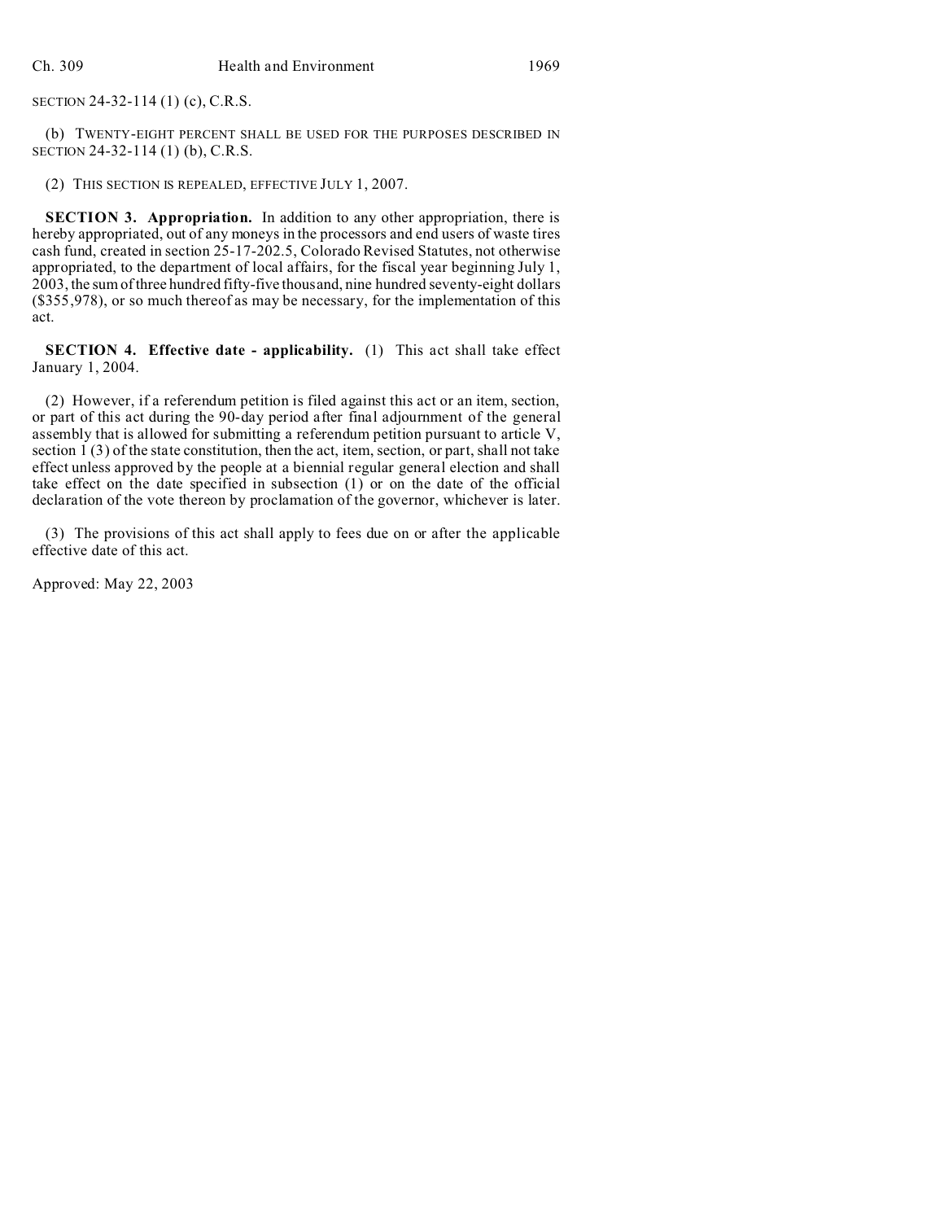SECTION 24-32-114 (1) (c), C.R.S.

(b) TWENTY-EIGHT PERCENT SHALL BE USED FOR THE PURPOSES DESCRIBED IN SECTION 24-32-114 (1) (b), C.R.S.

(2) THIS SECTION IS REPEALED, EFFECTIVE JULY 1, 2007.

**SECTION 3. Appropriation.** In addition to any other appropriation, there is hereby appropriated, out of any moneys in the processors and end users of waste tires cash fund, created in section 25-17-202.5, Colorado Revised Statutes, not otherwise appropriated, to the department of local affairs, for the fiscal year beginning July 1, 2003, the sum of three hundred fifty-five thousand, nine hundred seventy-eight dollars ($355,978), or so much thereof as may be necessary, for the implementation of this act.

**SECTION 4. Effective date - applicability.** (1) This act shall take effect January 1, 2004.

(2) However, if a referendum petition is filed against this act or an item, section, or part of this act during the 90-day period after final adjournment of the general assembly that is allowed for submitting a referendum petition pursuant to article V, section 1 (3) of the state constitution, then the act, item, section, or part, shall not take effect unless approved by the people at a biennial regular general election and shall take effect on the date specified in subsection (1) or on the date of the official declaration of the vote thereon by proclamation of the governor, whichever is later.

(3) The provisions of this act shall apply to fees due on or after the applicable effective date of this act.

Approved: May 22, 2003